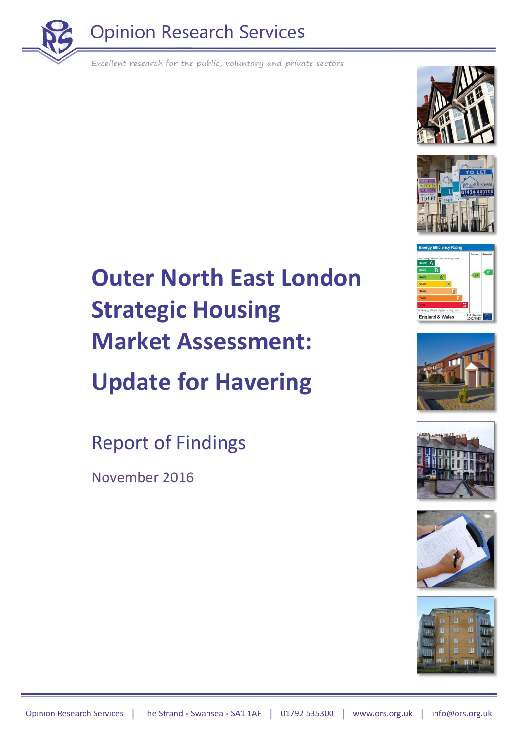Opinion Research Services

*Excellent research for the public, voluntary and private sectors*

# Outer North East London Strategic Housing Market Assessment: Update for Havering

## Report of Findings

November 2016

Opinion Research Services | The Strand • Swansea • SA1 1AF | 01792 535300 | www.ors.org.uk | info@ors.org.uk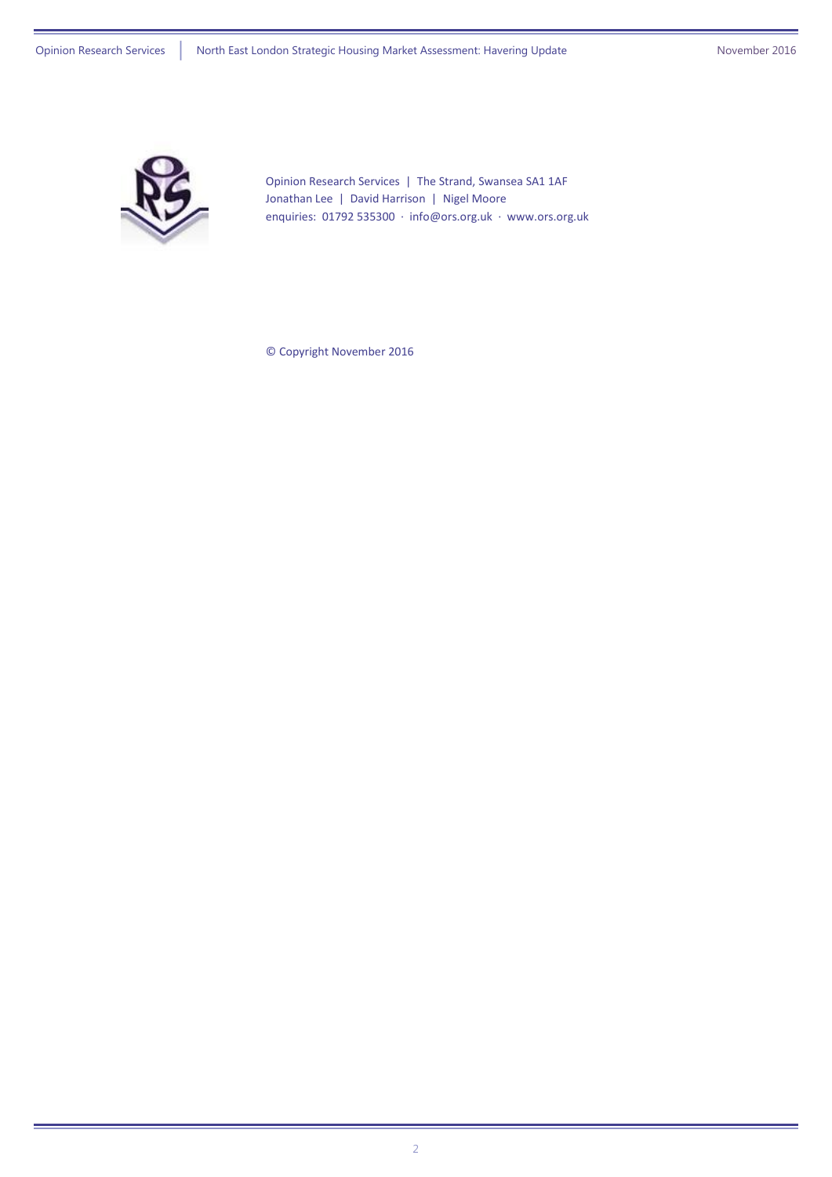Opinion Research Services | The Strand, Swansea SA1 1AF
Jonathan Lee | David Harrison | Nigel Moore
enquiries: 01792 535300 · info@ors.org.uk · www.ors.org.uk

© Copyright November 2016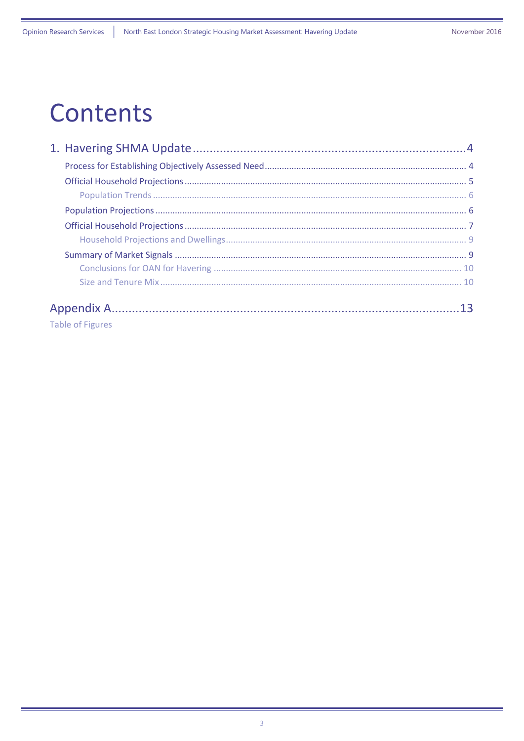# Contents

1. Havering SHMA Update .......................................................................... 4
   - Process for Establishing Objectively Assessed Need .......................................................................... 4
   - Official Household Projections .......................................................................... 5
     - Population Trends .......................................................................... 6
   - Population Projections .......................................................................... 6
   - Official Household Projections .......................................................................... 7
     - Household Projections and Dwellings .......................................................................... 9
   - Summary of Market Signals .......................................................................... 9
     - Conclusions for OAN for Havering .......................................................................... 10
     - Size and Tenure Mix .......................................................................... 10

Appendix A .......................................................................... 13

Table of Figures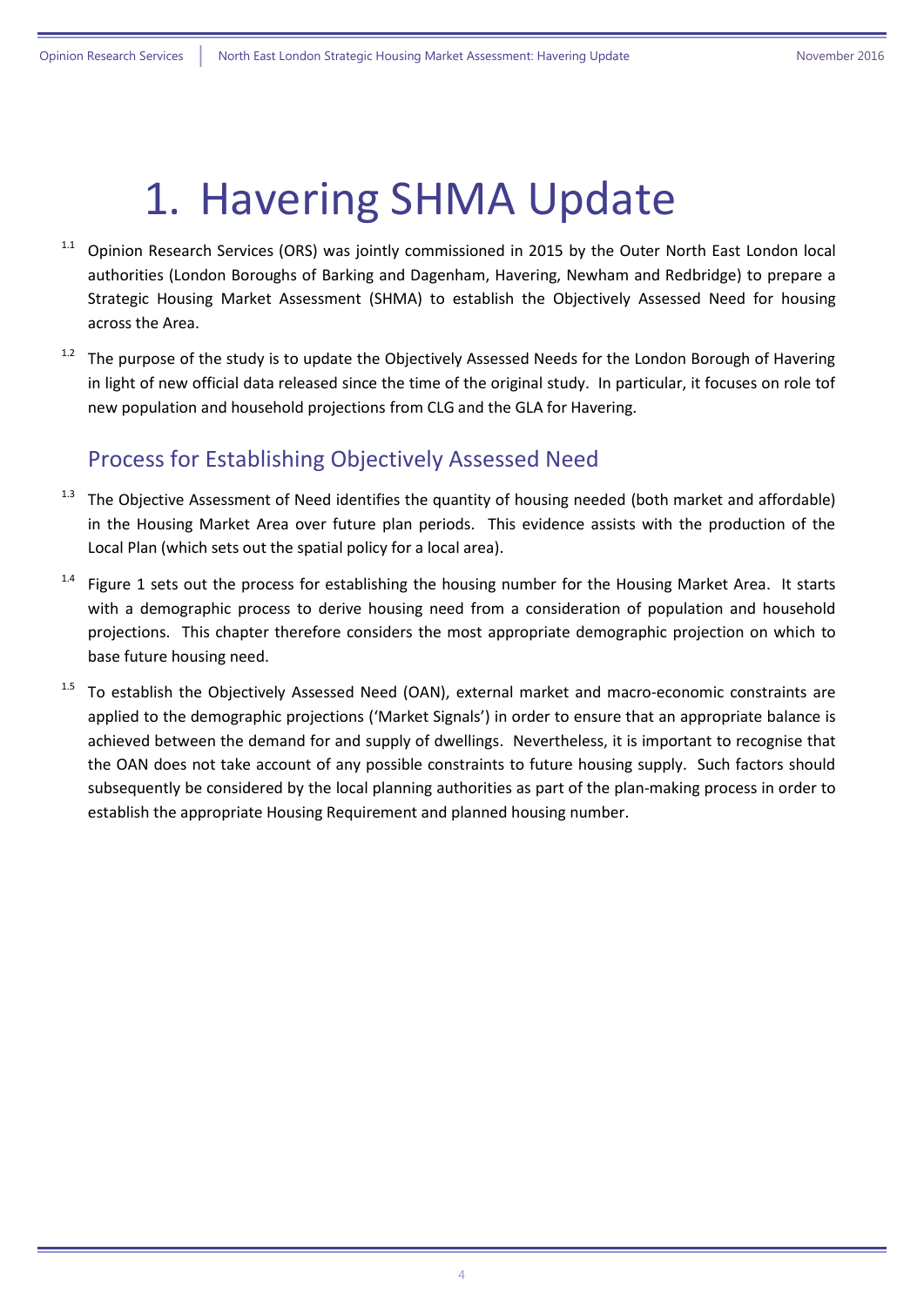# 1. Havering SHMA Update

1.1 Opinion Research Services (ORS) was jointly commissioned in 2015 by the Outer North East London local authorities (London Boroughs of Barking and Dagenham, Havering, Newham and Redbridge) to prepare a Strategic Housing Market Assessment (SHMA) to establish the Objectively Assessed Need for housing across the Area.

1.2 The purpose of the study is to update the Objectively Assessed Needs for the London Borough of Havering in light of new official data released since the time of the original study. In particular, it focuses on role tof new population and household projections from CLG and the GLA for Havering.

## Process for Establishing Objectively Assessed Need

1.3 The Objective Assessment of Need identifies the quantity of housing needed (both market and affordable) in the Housing Market Area over future plan periods. This evidence assists with the production of the Local Plan (which sets out the spatial policy for a local area).

1.4 Figure 1 sets out the process for establishing the housing number for the Housing Market Area. It starts with a demographic process to derive housing need from a consideration of population and household projections. This chapter therefore considers the most appropriate demographic projection on which to base future housing need.

1.5 To establish the Objectively Assessed Need (OAN), external market and macro-economic constraints are applied to the demographic projections ('Market Signals') in order to ensure that an appropriate balance is achieved between the demand for and supply of dwellings. Nevertheless, it is important to recognise that the OAN does not take account of any possible constraints to future housing supply. Such factors should subsequently be considered by the local planning authorities as part of the plan-making process in order to establish the appropriate Housing Requirement and planned housing number.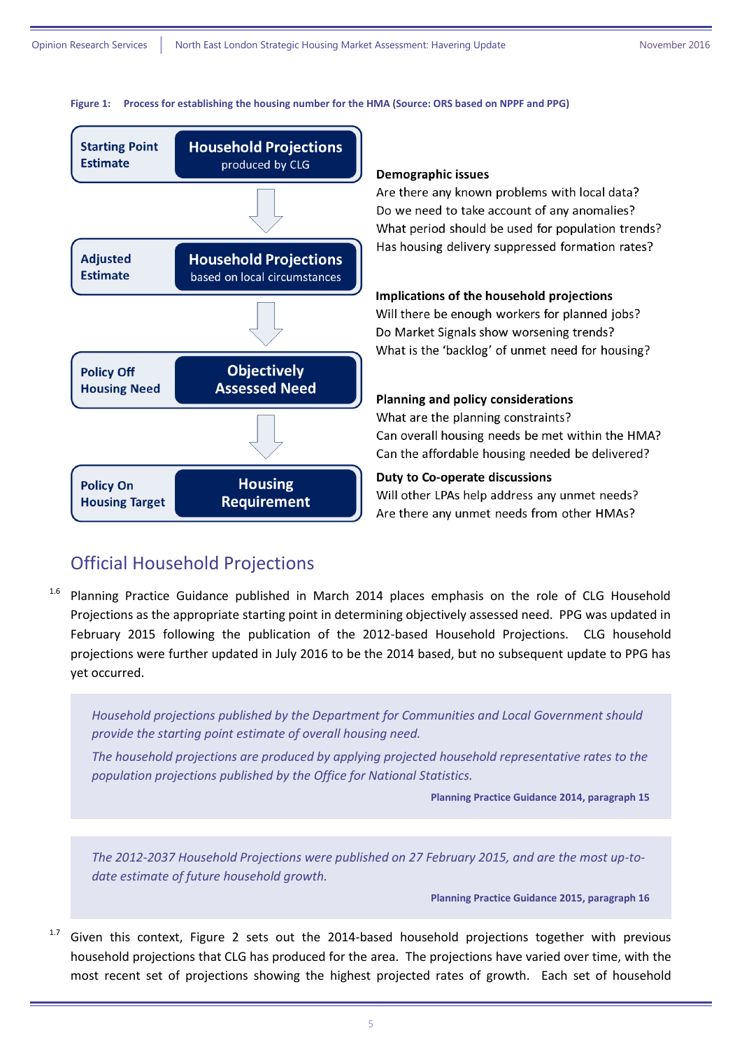**Figure 1: Process for establishing the housing number for the HMA (Source: ORS based on NPPF and PPG)**

| | |
|---|---|
| **Starting Point Estimate** | **Household Projections** produced by CLG |
| **Adjusted Estimate** | **Household Projections** based on local circumstances |
| **Policy Off Housing Need** | **Objectively Assessed Need** |
| **Policy On Housing Target** | **Housing Requirement** |

**Demographic issues**
Are there any known problems with local data?
Do we need to take account of any anomalies?
What period should be used for population trends?
Has housing delivery suppressed formation rates?

**Implications of the household projections**
Will there be enough workers for planned jobs?
Do Market Signals show worsening trends?
What is the 'backlog' of unmet need for housing?

**Planning and policy considerations**
What are the planning constraints?
Can overall housing needs be met within the HMA?
Can the affordable housing needed be delivered?

**Duty to Co-operate discussions**
Will other LPAs help address any unmet needs?
Are there any unmet needs from other HMAs?

## Official Household Projections

1.6 Planning Practice Guidance published in March 2014 places emphasis on the role of CLG Household Projections as the appropriate starting point in determining objectively assessed need. PPG was updated in February 2015 following the publication of the 2012-based Household Projections. CLG household projections were further updated in July 2016 to be the 2014 based, but no subsequent update to PPG has yet occurred.

> *Household projections published by the Department for Communities and Local Government should provide the starting point estimate of overall housing need.*
>
> *The household projections are produced by applying projected household representative rates to the population projections published by the Office for National Statistics.*
>
> **Planning Practice Guidance 2014, paragraph 15**

> *The 2012-2037 Household Projections were published on 27 February 2015, and are the most up-to-date estimate of future household growth.*
>
> **Planning Practice Guidance 2015, paragraph 16**

1.7 Given this context, Figure 2 sets out the 2014-based household projections together with previous household projections that CLG has produced for the area. The projections have varied over time, with the most recent set of projections showing the highest projected rates of growth. Each set of household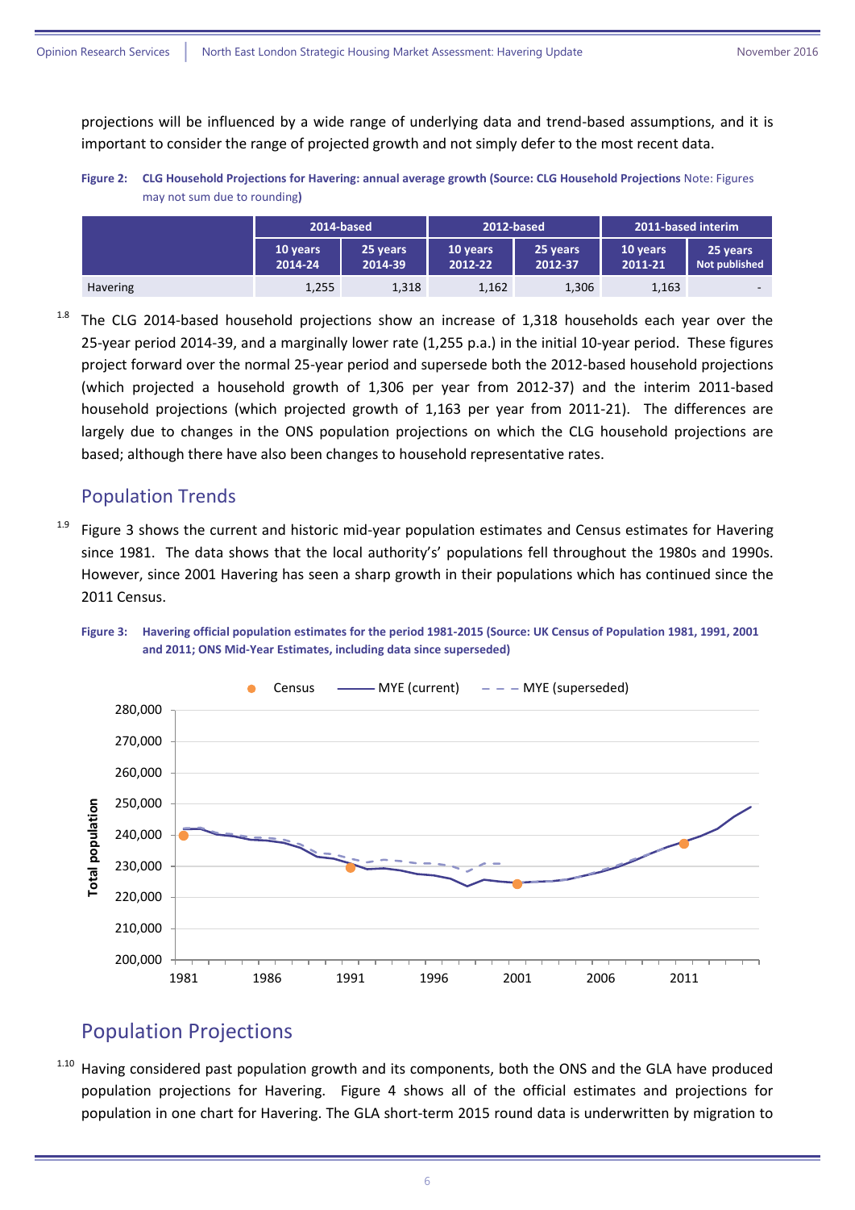projections will be influenced by a wide range of underlying data and trend-based assumptions, and it is important to consider the range of projected growth and not simply defer to the most recent data.

**Figure 2: CLG Household Projections for Havering: annual average growth (Source: CLG Household Projections** Note: Figures may not sum due to rounding**)**

| | 2014-based | | 2012-based | | 2011-based interim | |
|---|---|---|---|---|---|---|
| | 10 years 2014-24 | 25 years 2014-39 | 10 years 2012-22 | 25 years 2012-37 | 10 years 2011-21 | 25 years Not published |
| Havering | 1,255 | 1,318 | 1,162 | 1,306 | 1,163 | - |

1.8 The CLG 2014-based household projections show an increase of 1,318 households each year over the 25-year period 2014-39, and a marginally lower rate (1,255 p.a.) in the initial 10-year period. These figures project forward over the normal 25-year period and supersede both the 2012-based household projections (which projected a household growth of 1,306 per year from 2012-37) and the interim 2011-based household projections (which projected growth of 1,163 per year from 2011-21). The differences are largely due to changes in the ONS population projections on which the CLG household projections are based; although there have also been changes to household representative rates.

## Population Trends

1.9 Figure 3 shows the current and historic mid-year population estimates and Census estimates for Havering since 1981. The data shows that the local authority's' populations fell throughout the 1980s and 1990s. However, since 2001 Havering has seen a sharp growth in their populations which has continued since the 2011 Census.

**Figure 3: Havering official population estimates for the period 1981-2015 (Source: UK Census of Population 1981, 1991, 2001 and 2011; ONS Mid-Year Estimates, including data since superseded)**

## Population Projections

1.10 Having considered past population growth and its components, both the ONS and the GLA have produced population projections for Havering. Figure 4 shows all of the official estimates and projections for population in one chart for Havering. The GLA short-term 2015 round data is underwritten by migration to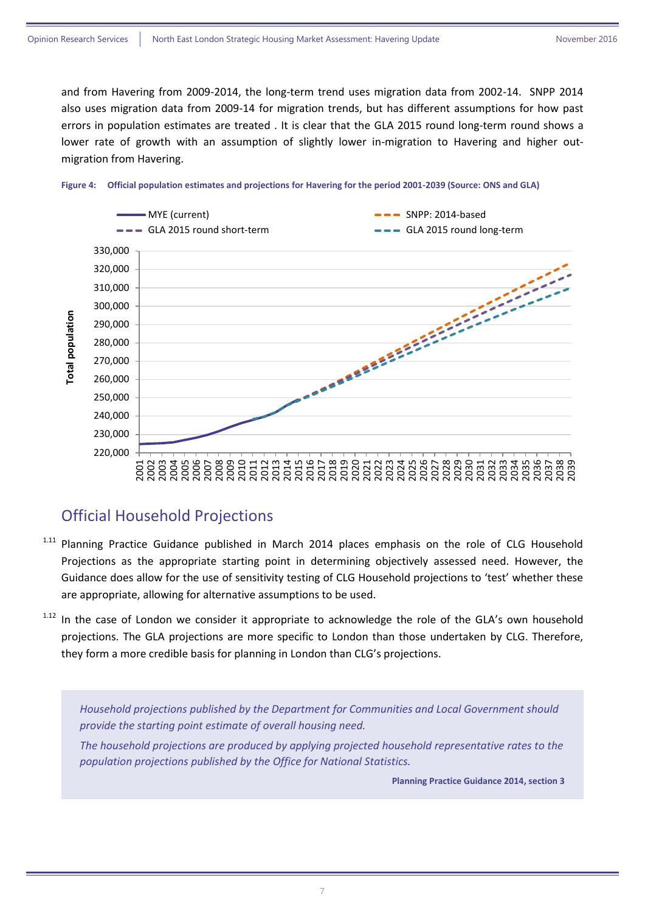and from Havering from 2009-2014, the long-term trend uses migration data from 2002-14. SNPP 2014 also uses migration data from 2009-14 for migration trends, but has different assumptions for how past errors in population estimates are treated . It is clear that the GLA 2015 round long-term round shows a lower rate of growth with an assumption of slightly lower in-migration to Havering and higher out-migration from Havering.

**Figure 4: Official population estimates and projections for Havering for the period 2001-2039 (Source: ONS and GLA)**

## Official Household Projections

1.11 Planning Practice Guidance published in March 2014 places emphasis on the role of CLG Household Projections as the appropriate starting point in determining objectively assessed need. However, the Guidance does allow for the use of sensitivity testing of CLG Household projections to 'test' whether these are appropriate, allowing for alternative assumptions to be used.

1.12 In the case of London we consider it appropriate to acknowledge the role of the GLA's own household projections. The GLA projections are more specific to London than those undertaken by CLG. Therefore, they form a more credible basis for planning in London than CLG's projections.

> *Household projections published by the Department for Communities and Local Government should provide the starting point estimate of overall housing need.*
>
> *The household projections are produced by applying projected household representative rates to the population projections published by the Office for National Statistics.*
>
> **Planning Practice Guidance 2014, section 3**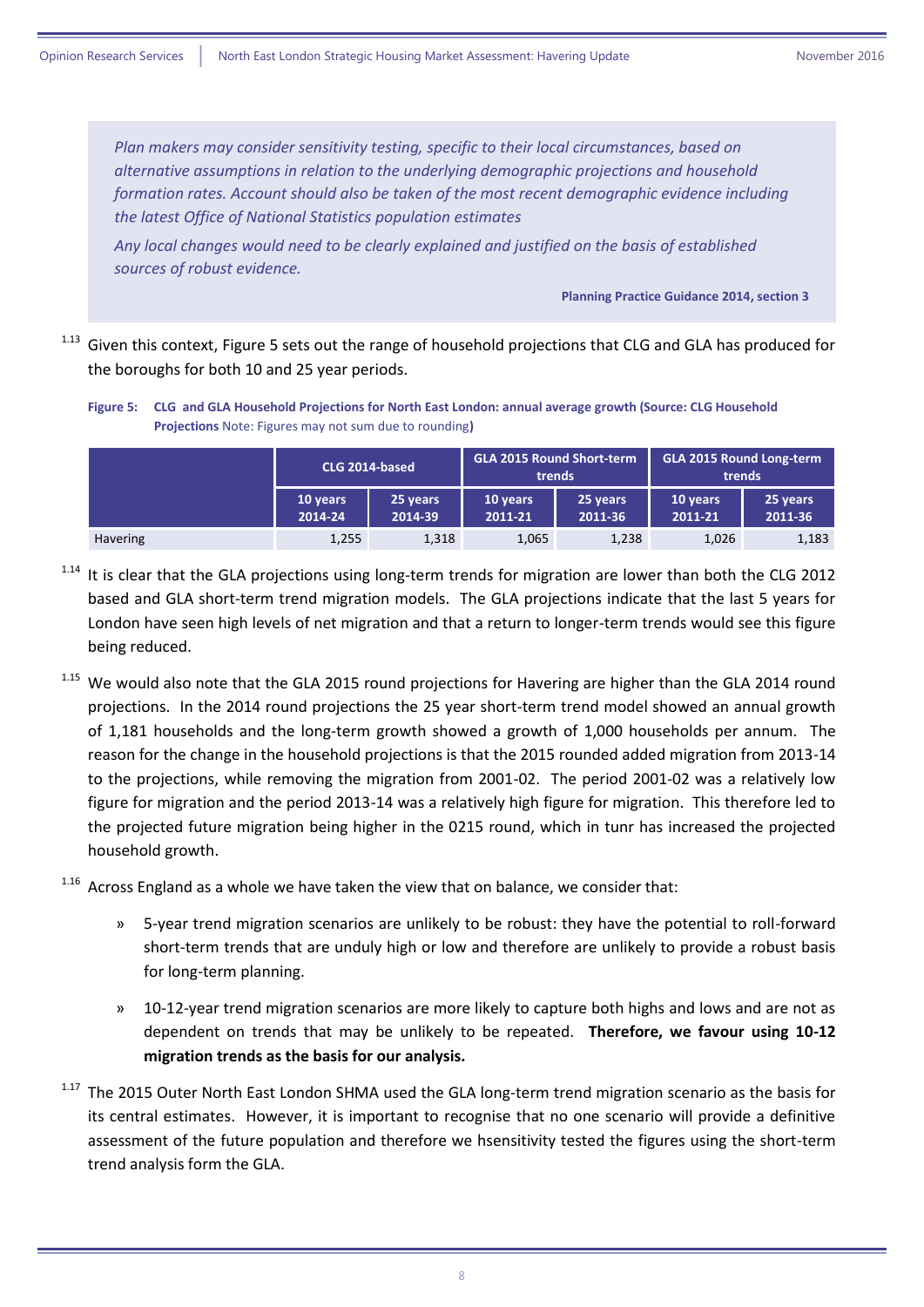*Plan makers may consider sensitivity testing, specific to their local circumstances, based on alternative assumptions in relation to the underlying demographic projections and household formation rates. Account should also be taken of the most recent demographic evidence including the latest Office of National Statistics population estimates*

*Any local changes would need to be clearly explained and justified on the basis of established sources of robust evidence.*

**Planning Practice Guidance 2014, section 3**

1.13 Given this context, Figure 5 sets out the range of household projections that CLG and GLA has produced for the boroughs for both 10 and 25 year periods.

**Figure 5: CLG and GLA Household Projections for North East London: annual average growth (Source: CLG Household Projections** Note: Figures may not sum due to rounding**)**

| | CLG 2014-based | | GLA 2015 Round Short-term trends | | GLA 2015 Round Long-term trends | |
|---|---|---|---|---|---|---|
| | 10 years 2014-24 | 25 years 2014-39 | 10 years 2011-21 | 25 years 2011-36 | 10 years 2011-21 | 25 years 2011-36 |
| Havering | 1,255 | 1,318 | 1,065 | 1,238 | 1,026 | 1,183 |

1.14 It is clear that the GLA projections using long-term trends for migration are lower than both the CLG 2012 based and GLA short-term trend migration models. The GLA projections indicate that the last 5 years for London have seen high levels of net migration and that a return to longer-term trends would see this figure being reduced.

1.15 We would also note that the GLA 2015 round projections for Havering are higher than the GLA 2014 round projections. In the 2014 round projections the 25 year short-term trend model showed an annual growth of 1,181 households and the long-term growth showed a growth of 1,000 households per annum. The reason for the change in the household projections is that the 2015 rounded added migration from 2013-14 to the projections, while removing the migration from 2001-02. The period 2001-02 was a relatively low figure for migration and the period 2013-14 was a relatively high figure for migration. This therefore led to the projected future migration being higher in the 0215 round, which in tunr has increased the projected household growth.

1.16 Across England as a whole we have taken the view that on balance, we consider that:

» 5-year trend migration scenarios are unlikely to be robust: they have the potential to roll-forward short-term trends that are unduly high or low and therefore are unlikely to provide a robust basis for long-term planning.

» 10-12-year trend migration scenarios are more likely to capture both highs and lows and are not as dependent on trends that may be unlikely to be repeated. **Therefore, we favour using 10-12 migration trends as the basis for our analysis.**

1.17 The 2015 Outer North East London SHMA used the GLA long-term trend migration scenario as the basis for its central estimates. However, it is important to recognise that no one scenario will provide a definitive assessment of the future population and therefore we hsensitivity tested the figures using the short-term trend analysis form the GLA.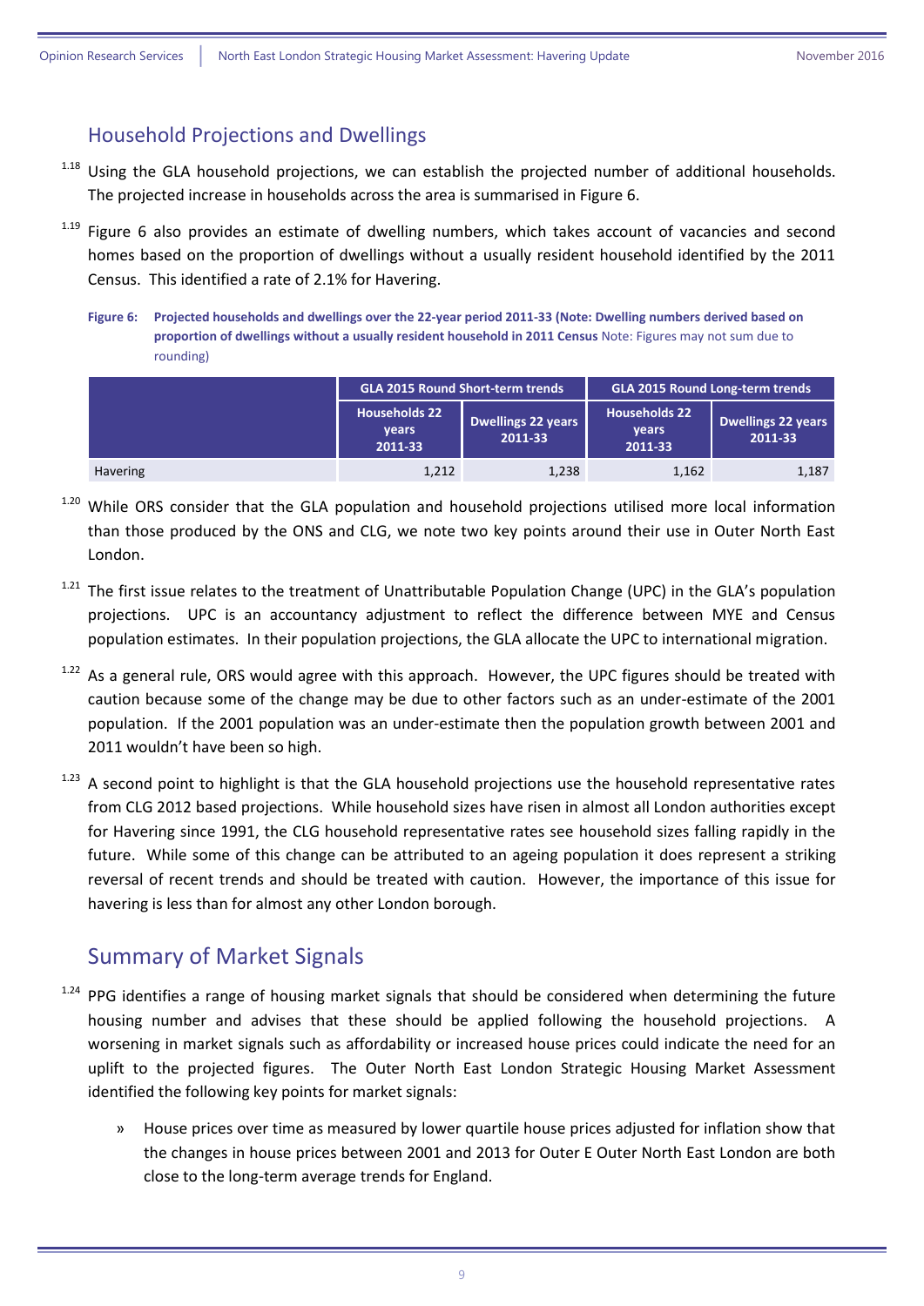## Household Projections and Dwellings

1.18 Using the GLA household projections, we can establish the projected number of additional households. The projected increase in households across the area is summarised in Figure 6.

1.19 Figure 6 also provides an estimate of dwelling numbers, which takes account of vacancies and second homes based on the proportion of dwellings without a usually resident household identified by the 2011 Census. This identified a rate of 2.1% for Havering.

**Figure 6: Projected households and dwellings over the 22-year period 2011-33 (Note: Dwelling numbers derived based on proportion of dwellings without a usually resident household in 2011 Census** Note: Figures may not sum due to rounding)

| | GLA 2015 Round Short-term trends | | GLA 2015 Round Long-term trends | |
|---|---|---|---|---|
| | Households 22 years 2011-33 | Dwellings 22 years 2011-33 | Households 22 years 2011-33 | Dwellings 22 years 2011-33 |
| Havering | 1,212 | 1,238 | 1,162 | 1,187 |

1.20 While ORS consider that the GLA population and household projections utilised more local information than those produced by the ONS and CLG, we note two key points around their use in Outer North East London.

1.21 The first issue relates to the treatment of Unattributable Population Change (UPC) in the GLA's population projections. UPC is an accountancy adjustment to reflect the difference between MYE and Census population estimates. In their population projections, the GLA allocate the UPC to international migration.

1.22 As a general rule, ORS would agree with this approach. However, the UPC figures should be treated with caution because some of the change may be due to other factors such as an under-estimate of the 2001 population. If the 2001 population was an under-estimate then the population growth between 2001 and 2011 wouldn't have been so high.

1.23 A second point to highlight is that the GLA household projections use the household representative rates from CLG 2012 based projections. While household sizes have risen in almost all London authorities except for Havering since 1991, the CLG household representative rates see household sizes falling rapidly in the future. While some of this change can be attributed to an ageing population it does represent a striking reversal of recent trends and should be treated with caution. However, the importance of this issue for havering is less than for almost any other London borough.

## Summary of Market Signals

1.24 PPG identifies a range of housing market signals that should be considered when determining the future housing number and advises that these should be applied following the household projections. A worsening in market signals such as affordability or increased house prices could indicate the need for an uplift to the projected figures. The Outer North East London Strategic Housing Market Assessment identified the following key points for market signals:

» House prices over time as measured by lower quartile house prices adjusted for inflation show that the changes in house prices between 2001 and 2013 for Outer E Outer North East London are both close to the long-term average trends for England.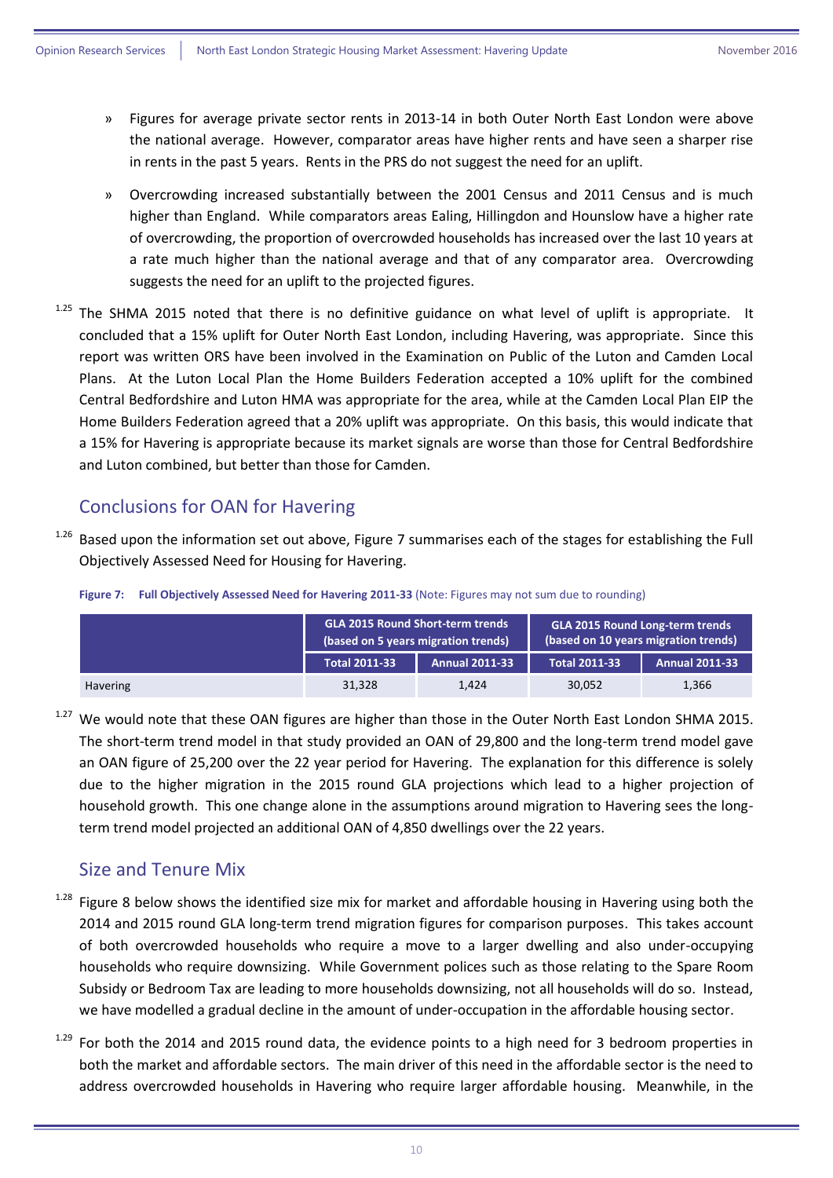» Figures for average private sector rents in 2013-14 in both Outer North East London were above the national average. However, comparator areas have higher rents and have seen a sharper rise in rents in the past 5 years. Rents in the PRS do not suggest the need for an uplift.

» Overcrowding increased substantially between the 2001 Census and 2011 Census and is much higher than England. While comparators areas Ealing, Hillingdon and Hounslow have a higher rate of overcrowding, the proportion of overcrowded households has increased over the last 10 years at a rate much higher than the national average and that of any comparator area. Overcrowding suggests the need for an uplift to the projected figures.

[1.25] The SHMA 2015 noted that there is no definitive guidance on what level of uplift is appropriate. It concluded that a 15% uplift for Outer North East London, including Havering, was appropriate. Since this report was written ORS have been involved in the Examination on Public of the Luton and Camden Local Plans. At the Luton Local Plan the Home Builders Federation accepted a 10% uplift for the combined Central Bedfordshire and Luton HMA was appropriate for the area, while at the Camden Local Plan EIP the Home Builders Federation agreed that a 20% uplift was appropriate. On this basis, this would indicate that a 15% for Havering is appropriate because its market signals are worse than those for Central Bedfordshire and Luton combined, but better than those for Camden.

## Conclusions for OAN for Havering

[1.26] Based upon the information set out above, Figure 7 summarises each of the stages for establishing the Full Objectively Assessed Need for Housing for Havering.

**Figure 7: Full Objectively Assessed Need for Havering 2011-33** (Note: Figures may not sum due to rounding)

| | GLA 2015 Round Short-term trends (based on 5 years migration trends) | | GLA 2015 Round Long-term trends (based on 10 years migration trends) | |
|---|---|---|---|---|
| | Total 2011-33 | Annual 2011-33 | Total 2011-33 | Annual 2011-33 |
| Havering | 31,328 | 1,424 | 30,052 | 1,366 |

[1.27] We would note that these OAN figures are higher than those in the Outer North East London SHMA 2015. The short-term trend model in that study provided an OAN of 29,800 and the long-term trend model gave an OAN figure of 25,200 over the 22 year period for Havering. The explanation for this difference is solely due to the higher migration in the 2015 round GLA projections which lead to a higher projection of household growth. This one change alone in the assumptions around migration to Havering sees the long-term trend model projected an additional OAN of 4,850 dwellings over the 22 years.

## Size and Tenure Mix

[1.28] Figure 8 below shows the identified size mix for market and affordable housing in Havering using both the 2014 and 2015 round GLA long-term trend migration figures for comparison purposes. This takes account of both overcrowded households who require a move to a larger dwelling and also under-occupying households who require downsizing. While Government polices such as those relating to the Spare Room Subsidy or Bedroom Tax are leading to more households downsizing, not all households will do so. Instead, we have modelled a gradual decline in the amount of under-occupation in the affordable housing sector.

[1.29] For both the 2014 and 2015 round data, the evidence points to a high need for 3 bedroom properties in both the market and affordable sectors. The main driver of this need in the affordable sector is the need to address overcrowded households in Havering who require larger affordable housing. Meanwhile, in the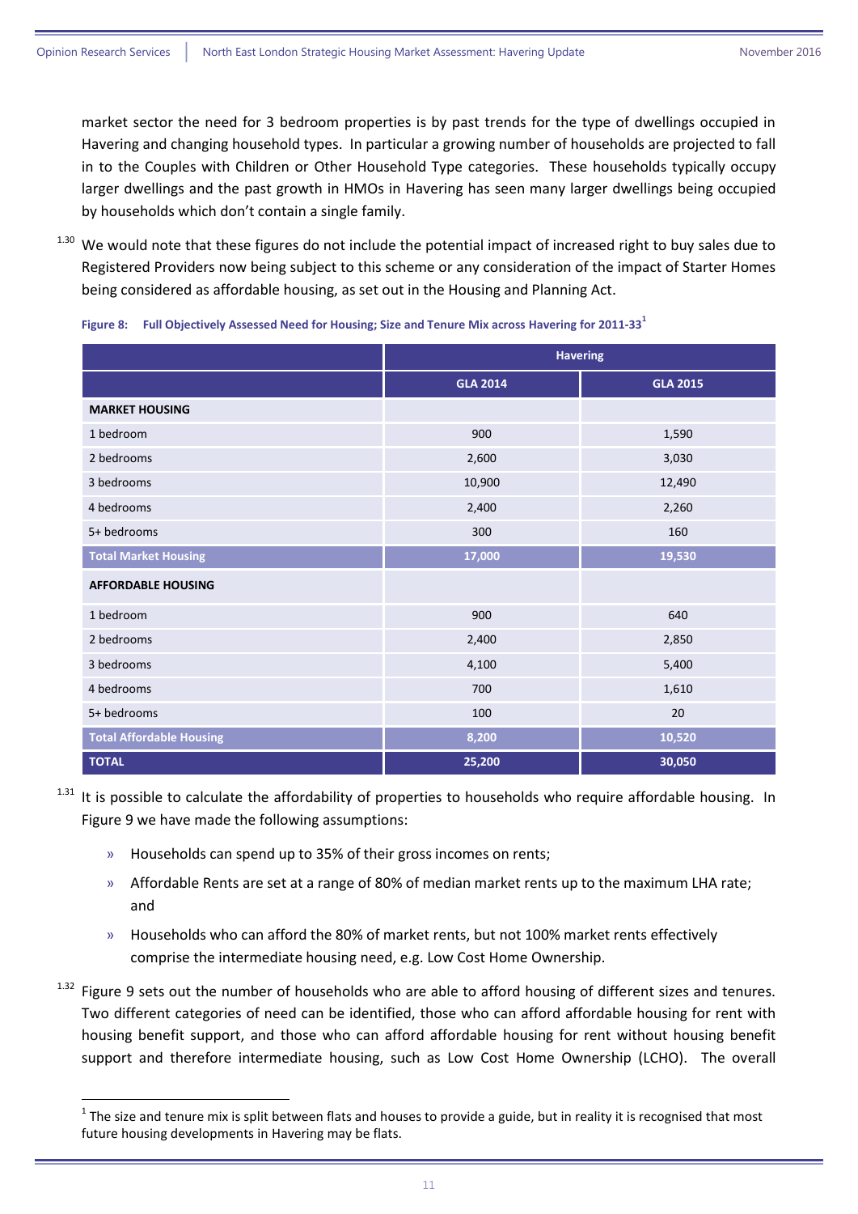market sector the need for 3 bedroom properties is by past trends for the type of dwellings occupied in Havering and changing household types. In particular a growing number of households are projected to fall in to the Couples with Children or Other Household Type categories. These households typically occupy larger dwellings and the past growth in HMOs in Havering has seen many larger dwellings being occupied by households which don't contain a single family.

1.30 We would note that these figures do not include the potential impact of increased right to buy sales due to Registered Providers now being subject to this scheme or any consideration of the impact of Starter Homes being considered as affordable housing, as set out in the Housing and Planning Act.

**Figure 8: Full Objectively Assessed Need for Housing; Size and Tenure Mix across Havering for 2011-33[1]**

| | Havering | |
|---|---|---|
| | **GLA 2014** | **GLA 2015** |
| **MARKET HOUSING** | | |
| 1 bedroom | 900 | 1,590 |
| 2 bedrooms | 2,600 | 3,030 |
| 3 bedrooms | 10,900 | 12,490 |
| 4 bedrooms | 2,400 | 2,260 |
| 5+ bedrooms | 300 | 160 |
| **Total Market Housing** | **17,000** | **19,530** |
| **AFFORDABLE HOUSING** | | |
| 1 bedroom | 900 | 640 |
| 2 bedrooms | 2,400 | 2,850 |
| 3 bedrooms | 4,100 | 5,400 |
| 4 bedrooms | 700 | 1,610 |
| 5+ bedrooms | 100 | 20 |
| **Total Affordable Housing** | **8,200** | **10,520** |
| **TOTAL** | **25,200** | **30,050** |

1.31 It is possible to calculate the affordability of properties to households who require affordable housing. In Figure 9 we have made the following assumptions:

» Households can spend up to 35% of their gross incomes on rents;

» Affordable Rents are set at a range of 80% of median market rents up to the maximum LHA rate; and

» Households who can afford the 80% of market rents, but not 100% market rents effectively comprise the intermediate housing need, e.g. Low Cost Home Ownership.

1.32 Figure 9 sets out the number of households who are able to afford housing of different sizes and tenures. Two different categories of need can be identified, those who can afford affordable housing for rent with housing benefit support, and those who can afford affordable housing for rent without housing benefit support and therefore intermediate housing, such as Low Cost Home Ownership (LCHO). The overall

[1] The size and tenure mix is split between flats and houses to provide a guide, but in reality it is recognised that most future housing developments in Havering may be flats.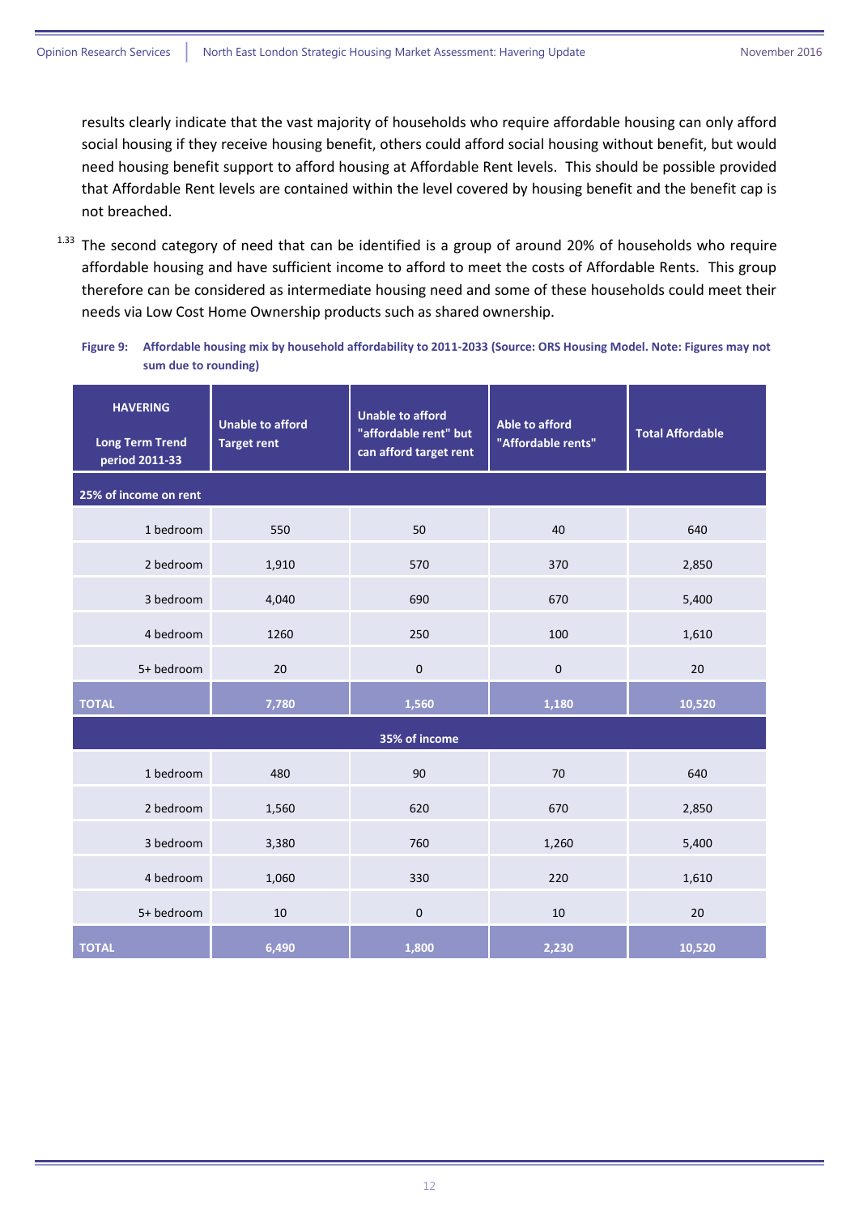results clearly indicate that the vast majority of households who require affordable housing can only afford social housing if they receive housing benefit, others could afford social housing without benefit, but would need housing benefit support to afford housing at Affordable Rent levels. This should be possible provided that Affordable Rent levels are contained within the level covered by housing benefit and the benefit cap is not breached.

1.33 The second category of need that can be identified is a group of around 20% of households who require affordable housing and have sufficient income to afford to meet the costs of Affordable Rents. This group therefore can be considered as intermediate housing need and some of these households could meet their needs via Low Cost Home Ownership products such as shared ownership.

**Figure 9: Affordable housing mix by household affordability to 2011-2033 (Source: ORS Housing Model. Note: Figures may not sum due to rounding)**

| HAVERING<br><br>Long Term Trend period 2011-33 | Unable to afford Target rent | Unable to afford "affordable rent" but can afford target rent | Able to afford "Affordable rents" | Total Affordable |
|---|---|---|---|---|
| **25% of income on rent** | | | | |
| 1 bedroom | 550 | 50 | 40 | 640 |
| 2 bedroom | 1,910 | 570 | 370 | 2,850 |
| 3 bedroom | 4,040 | 690 | 670 | 5,400 |
| 4 bedroom | 1260 | 250 | 100 | 1,610 |
| 5+ bedroom | 20 | 0 | 0 | 20 |
| **TOTAL** | **7,780** | **1,560** | **1,180** | **10,520** |
| **35% of income** | | | | |
| 1 bedroom | 480 | 90 | 70 | 640 |
| 2 bedroom | 1,560 | 620 | 670 | 2,850 |
| 3 bedroom | 3,380 | 760 | 1,260 | 5,400 |
| 4 bedroom | 1,060 | 330 | 220 | 1,610 |
| 5+ bedroom | 10 | 0 | 10 | 20 |
| **TOTAL** | **6,490** | **1,800** | **2,230** | **10,520** |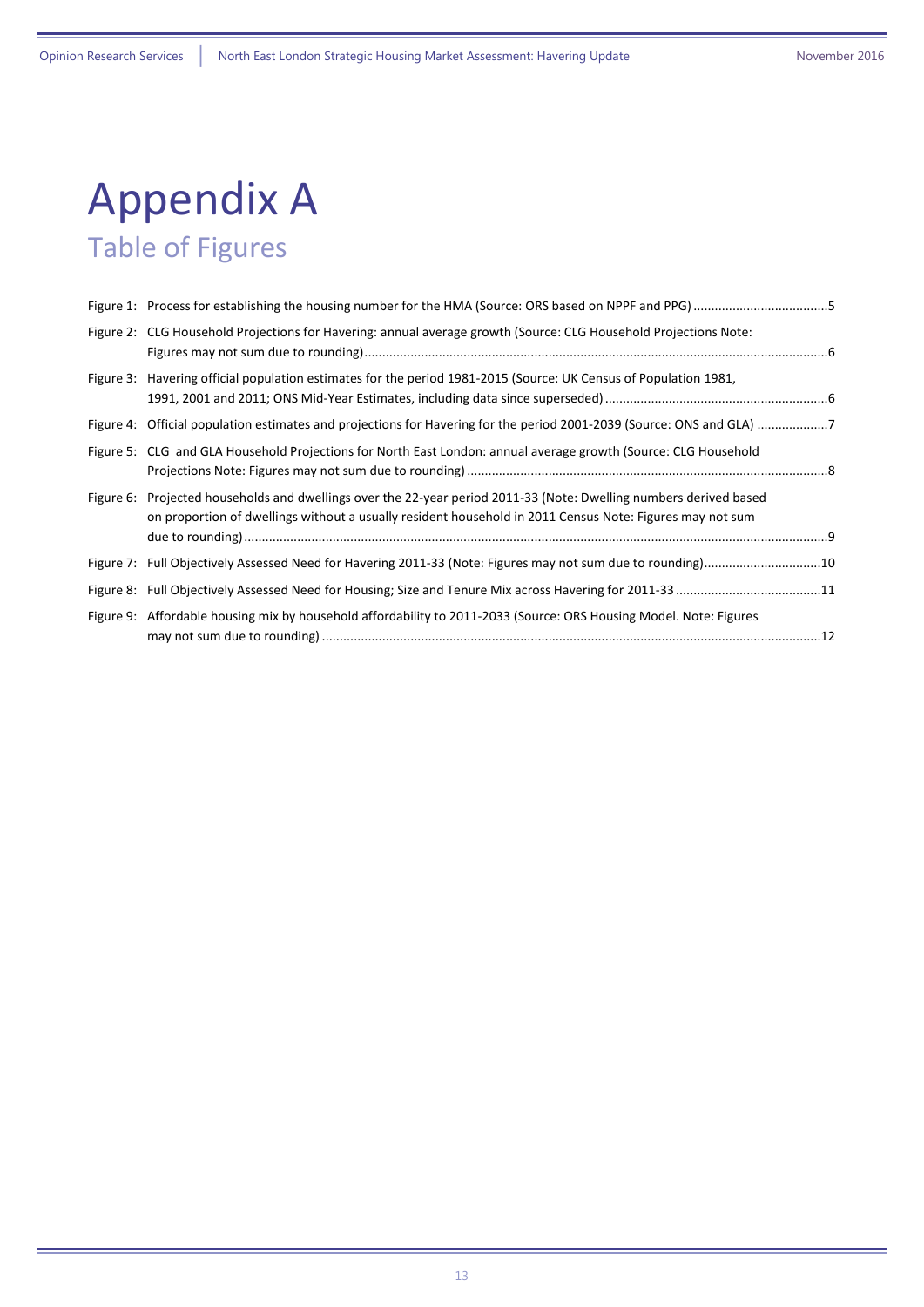# Appendix A

## Table of Figures

Figure 1: Process for establishing the housing number for the HMA (Source: ORS based on NPPF and PPG) .....................................5

Figure 2: CLG Household Projections for Havering: annual average growth (Source: CLG Household Projections Note: Figures may not sum due to rounding).................................................................................................................................6

Figure 3: Havering official population estimates for the period 1981-2015 (Source: UK Census of Population 1981, 1991, 2001 and 2011; ONS Mid-Year Estimates, including data since superseded) ..............................................................6

Figure 4: Official population estimates and projections for Havering for the period 2001-2039 (Source: ONS and GLA) ....................7

Figure 5: CLG and GLA Household Projections for North East London: annual average growth (Source: CLG Household Projections Note: Figures may not sum due to rounding) .....................................................................................................8

Figure 6: Projected households and dwellings over the 22-year period 2011-33 (Note: Dwelling numbers derived based on proportion of dwellings without a usually resident household in 2011 Census Note: Figures may not sum due to rounding).................................................................................................................................................9

Figure 7: Full Objectively Assessed Need for Havering 2011-33 (Note: Figures may not sum due to rounding)................................10

Figure 8: Full Objectively Assessed Need for Housing; Size and Tenure Mix across Havering for 2011-33 ........................................11

Figure 9: Affordable housing mix by household affordability to 2011-2033 (Source: ORS Housing Model. Note: Figures may not sum due to rounding) ...........................................................................................................................................12